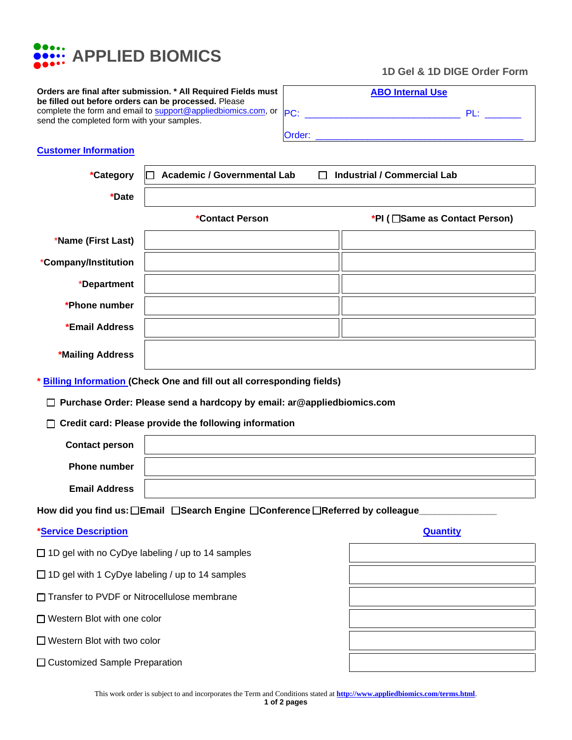# APPLIED BIOMICS

## 1D Gel & 1D DIGE Order Form

**Orders are final after submission. * All Required Fields must be filled out before orders can be processed.** Please complete the form and email to support@appliedbiomics.com, or send the completed form with your samples.

| ABO Internal Use | |
|---|---|
| PC: ______________________________ | PL: _______ |
| Order: ________________________________________ | |

## Customer Information

| | | |
|---|---|---|
| *Category | ☐ Academic / Governmental Lab | ☐ Industrial / Commercial Lab |
| *Date | | |
| | *Contact Person | *PI ( ☐Same as Contact Person) |
| *Name (First Last) | | |
| *Company/Institution | | |
| *Department | | |
| *Phone number | | |
| *Email Address | | |
| *Mailing Address | | |

**\* Billing Information (Check One and fill out all corresponding fields)**

☐ **Purchase Order: Please send a hardcopy by email: ar@appliedbiomics.com**

☐ **Credit card: Please provide the following information**

| | |
|---|---|
| Contact person | |
| Phone number | |
| Email Address | |

**How did you find us:** ☐**Email** ☐**Search Engine** ☐**Conference** ☐**Referred by colleague**_______________

| *Service Description | Quantity |
|---|---|
| ☐ 1D gel with no CyDye labeling / up to 14 samples | |
| ☐ 1D gel with 1 CyDye labeling / up to 14 samples | |
| ☐ Transfer to PVDF or Nitrocellulose membrane | |
| ☐ Western Blot with one color | |
| ☐ Western Blot with two color | |
| ☐ Customized Sample Preparation | |

This work order is subject to and incorporates the Term and Conditions stated at http://www.appliedbiomics.com/terms.html.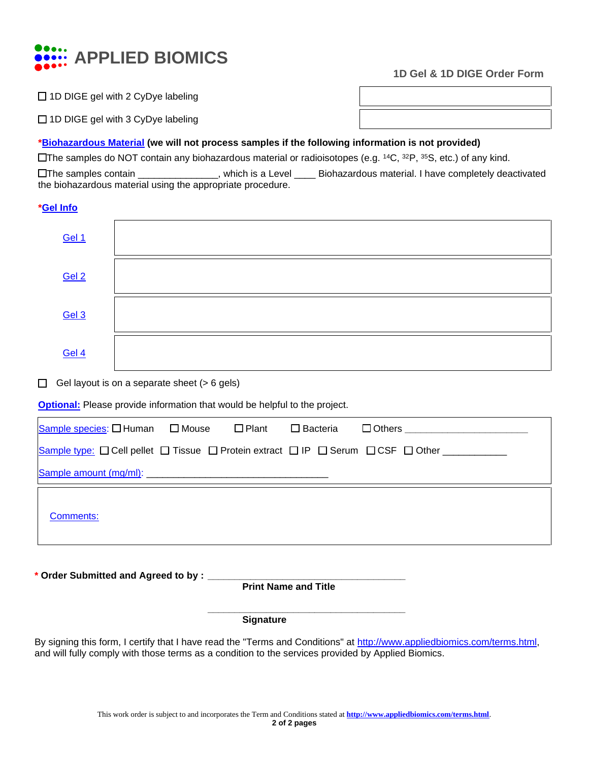# APPLIED BIOMICS

**1D Gel & 1D DIGE Order Form**

☐ 1D DIGE gel with 2 CyDye labeling

☐ 1D DIGE gel with 3 CyDye labeling

***Biohazardous Material** **(we will not process samples if the following information is not provided)**

☐The samples do NOT contain any biohazardous material or radioisotopes (e.g. $^{14}C$, $^{32}P$, $^{35}S$, etc.) of any kind.

☐The samples contain _______________, which is a Level ____ Biohazardous material. I have completely deactivated the biohazardous material using the appropriate procedure.

***Gel Info**

| | |
|---|---|
| Gel 1 | |
| Gel 2 | |
| Gel 3 | |
| Gel 4 | |

☐ Gel layout is on a separate sheet (> 6 gels)

**Optional:** Please provide information that would be helpful to the project.

Sample species: ☐ Human ☐ Mouse ☐ Plant ☐ Bacteria ☐ Others _______________________

Sample type: ☐ Cell pellet ☐ Tissue ☐ Protein extract ☐ IP ☐ Serum ☐ CSF ☐ Other ____________

Sample amount (mg/ml): __________________________________

Comments:

**\* Order Submitted and Agreed to by :** _____________________________________

**Print Name and Title**

_____________________________________

**Signature**

By signing this form, I certify that I have read the "Terms and Conditions" at http://www.appliedbiomics.com/terms.html, and will fully comply with those terms as a condition to the services provided by Applied Biomics.

This work order is subject to and incorporates the Term and Conditions stated at **http://www.appliedbiomics.com/terms.html**.